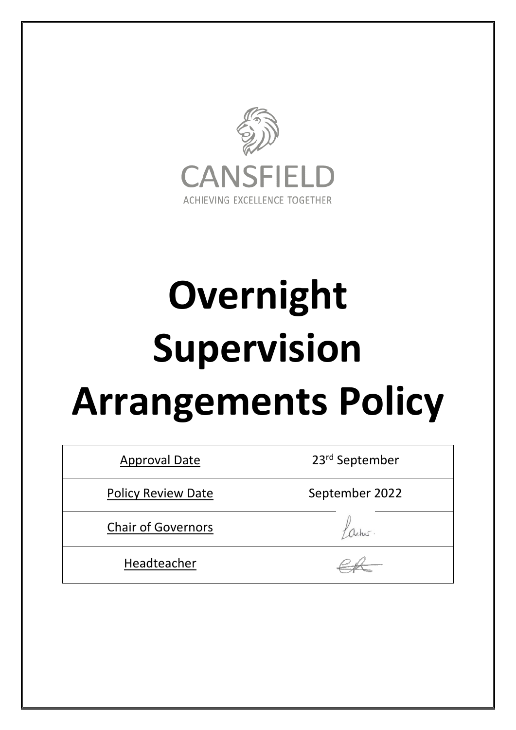CANSFIELD

ACHIEVING EXCELLENCE TOGETHER

# Overnight Supervision Arrangements Policy

| Approval Date | 23rd September |
| --- | --- |
| Policy Review Date | September 2022 |
| Chair of Governors | |
| Headteacher | |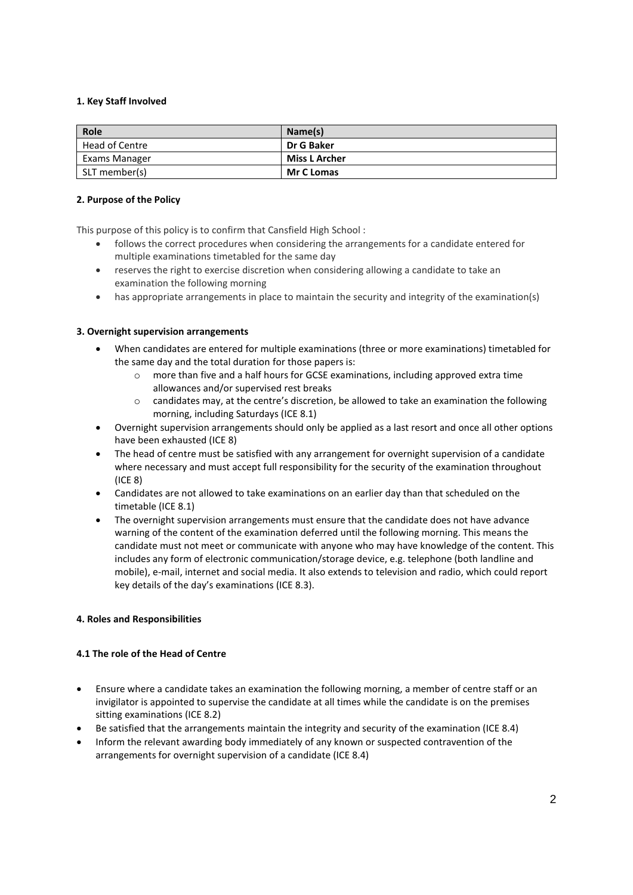#### 1. Key Staff Involved

| Role | Name(s) |
| --- | --- |
| Head of Centre | **Dr G Baker** |
| Exams Manager | **Miss L Archer** |
| SLT member(s) | **Mr C Lomas** |

#### 2. Purpose of the Policy

This purpose of this policy is to confirm that Cansfield High School :

- follows the correct procedures when considering the arrangements for a candidate entered for multiple examinations timetabled for the same day
- reserves the right to exercise discretion when considering allowing a candidate to take an examination the following morning
- has appropriate arrangements in place to maintain the security and integrity of the examination(s)

#### 3. Overnight supervision arrangements

- When candidates are entered for multiple examinations (three or more examinations) timetabled for the same day and the total duration for those papers is:
    - more than five and a half hours for GCSE examinations, including approved extra time allowances and/or supervised rest breaks
    - candidates may, at the centre's discretion, be allowed to take an examination the following morning, including Saturdays (ICE 8.1)
- Overnight supervision arrangements should only be applied as a last resort and once all other options have been exhausted (ICE 8)
- The head of centre must be satisfied with any arrangement for overnight supervision of a candidate where necessary and must accept full responsibility for the security of the examination throughout (ICE 8)
- Candidates are not allowed to take examinations on an earlier day than that scheduled on the timetable (ICE 8.1)
- The overnight supervision arrangements must ensure that the candidate does not have advance warning of the content of the examination deferred until the following morning. This means the candidate must not meet or communicate with anyone who may have knowledge of the content. This includes any form of electronic communication/storage device, e.g. telephone (both landline and mobile), e-mail, internet and social media. It also extends to television and radio, which could report key details of the day's examinations (ICE 8.3).

#### 4. Roles and Responsibilities

#### 4.1 The role of the Head of Centre

- Ensure where a candidate takes an examination the following morning, a member of centre staff or an invigilator is appointed to supervise the candidate at all times while the candidate is on the premises sitting examinations (ICE 8.2)
- Be satisfied that the arrangements maintain the integrity and security of the examination (ICE 8.4)
- Inform the relevant awarding body immediately of any known or suspected contravention of the arrangements for overnight supervision of a candidate (ICE 8.4)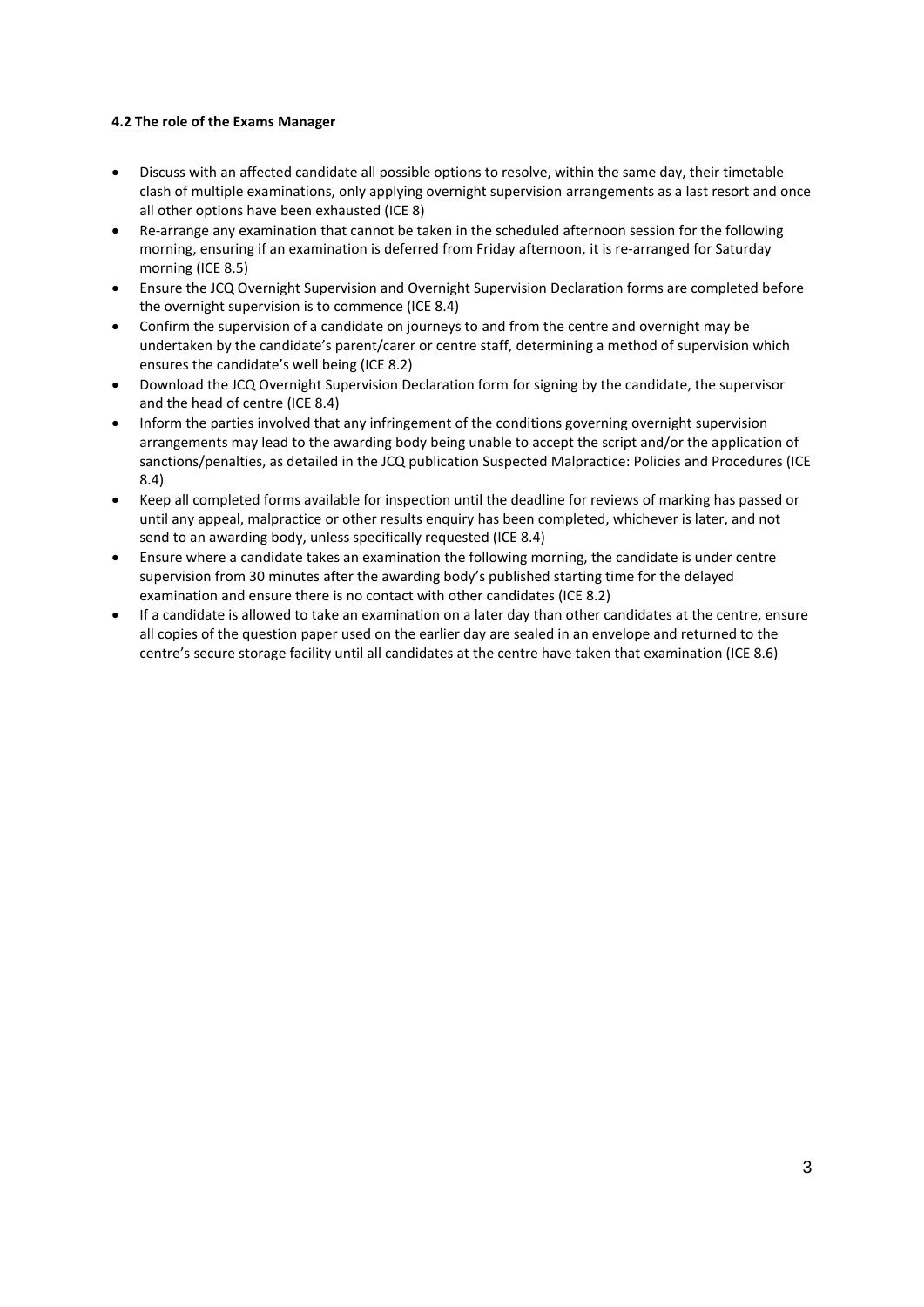**4.2 The role of the Exams Manager**

- Discuss with an affected candidate all possible options to resolve, within the same day, their timetable clash of multiple examinations, only applying overnight supervision arrangements as a last resort and once all other options have been exhausted (ICE 8)
- Re-arrange any examination that cannot be taken in the scheduled afternoon session for the following morning, ensuring if an examination is deferred from Friday afternoon, it is re-arranged for Saturday morning (ICE 8.5)
- Ensure the JCQ Overnight Supervision and Overnight Supervision Declaration forms are completed before the overnight supervision is to commence (ICE 8.4)
- Confirm the supervision of a candidate on journeys to and from the centre and overnight may be undertaken by the candidate's parent/carer or centre staff, determining a method of supervision which ensures the candidate's well being (ICE 8.2)
- Download the JCQ Overnight Supervision Declaration form for signing by the candidate, the supervisor and the head of centre (ICE 8.4)
- Inform the parties involved that any infringement of the conditions governing overnight supervision arrangements may lead to the awarding body being unable to accept the script and/or the application of sanctions/penalties, as detailed in the JCQ publication Suspected Malpractice: Policies and Procedures (ICE 8.4)
- Keep all completed forms available for inspection until the deadline for reviews of marking has passed or until any appeal, malpractice or other results enquiry has been completed, whichever is later, and not send to an awarding body, unless specifically requested (ICE 8.4)
- Ensure where a candidate takes an examination the following morning, the candidate is under centre supervision from 30 minutes after the awarding body's published starting time for the delayed examination and ensure there is no contact with other candidates (ICE 8.2)
- If a candidate is allowed to take an examination on a later day than other candidates at the centre, ensure all copies of the question paper used on the earlier day are sealed in an envelope and returned to the centre's secure storage facility until all candidates at the centre have taken that examination (ICE 8.6)